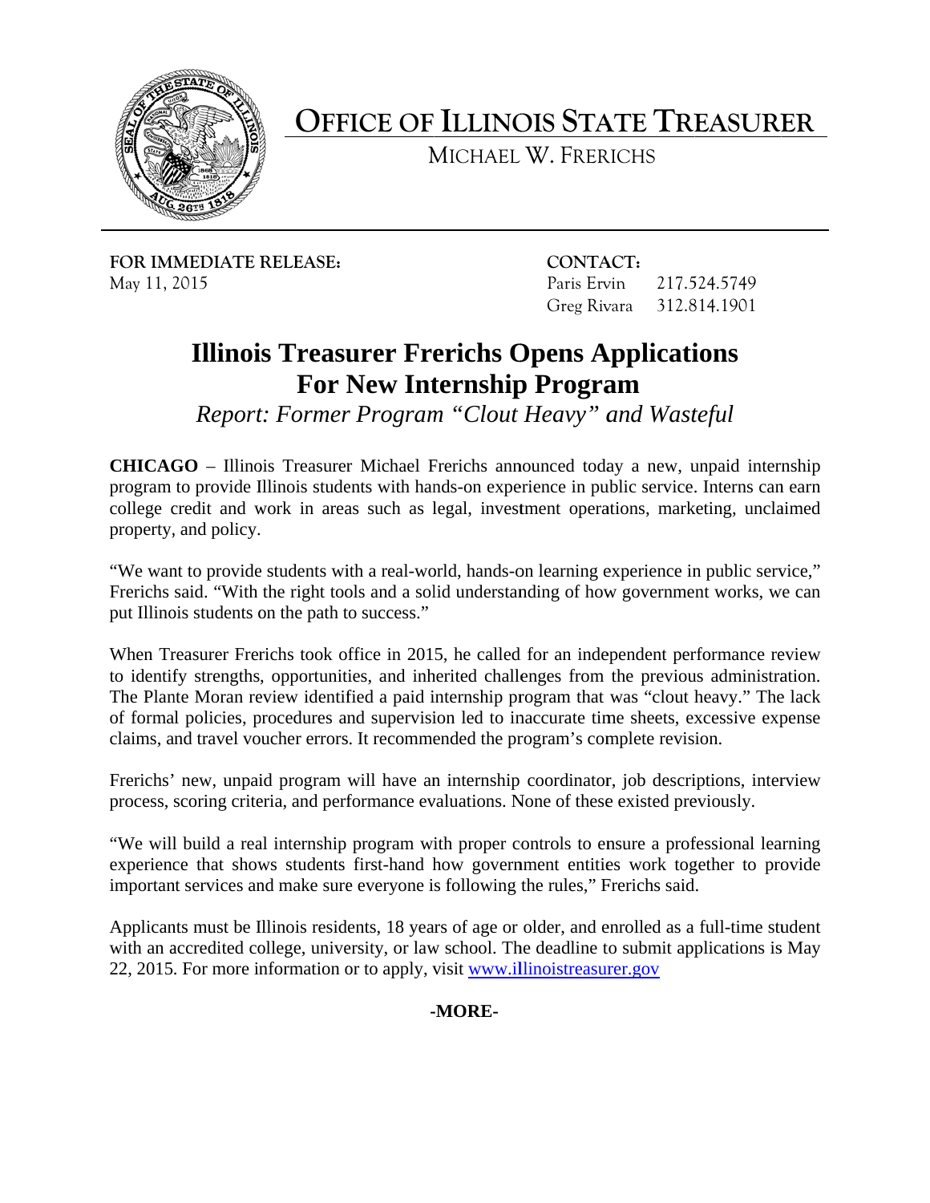# OFFICE OF ILLINOIS STATE TREASURER

MICHAEL W. FRERICHS

**FOR IMMEDIATE RELEASE:**
May 11, 2015

**CONTACT:**
Paris Ervin 217.524.5749
Greg Rivara 312.814.1901

## Illinois Treasurer Frerichs Opens Applications For New Internship Program

*Report: Former Program "Clout Heavy" and Wasteful*

**CHICAGO** – Illinois Treasurer Michael Frerichs announced today a new, unpaid internship program to provide Illinois students with hands-on experience in public service. Interns can earn college credit and work in areas such as legal, investment operations, marketing, unclaimed property, and policy.

"We want to provide students with a real-world, hands-on learning experience in public service," Frerichs said. "With the right tools and a solid understanding of how government works, we can put Illinois students on the path to success."

When Treasurer Frerichs took office in 2015, he called for an independent performance review to identify strengths, opportunities, and inherited challenges from the previous administration. The Plante Moran review identified a paid internship program that was "clout heavy." The lack of formal policies, procedures and supervision led to inaccurate time sheets, excessive expense claims, and travel voucher errors. It recommended the program's complete revision.

Frerichs' new, unpaid program will have an internship coordinator, job descriptions, interview process, scoring criteria, and performance evaluations. None of these existed previously.

"We will build a real internship program with proper controls to ensure a professional learning experience that shows students first-hand how government entities work together to provide important services and make sure everyone is following the rules," Frerichs said.

Applicants must be Illinois residents, 18 years of age or older, and enrolled as a full-time student with an accredited college, university, or law school. The deadline to submit applications is May 22, 2015. For more information or to apply, visit [www.illinoistreasurer.gov](http://www.illinoistreasurer.gov)

**-MORE-**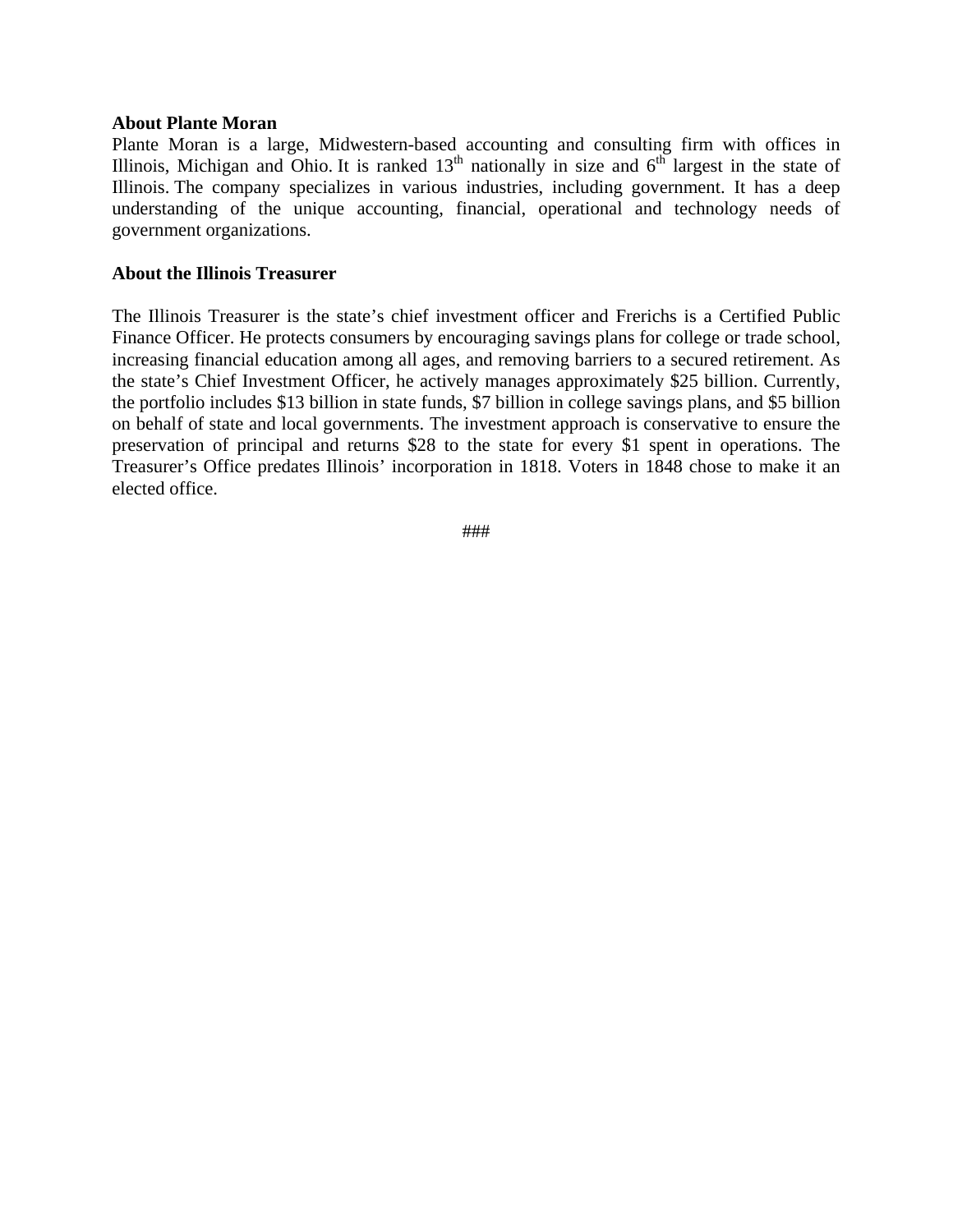**About Plante Moran**

Plante Moran is a large, Midwestern-based accounting and consulting firm with offices in Illinois, Michigan and Ohio. It is ranked 13th nationally in size and 6th largest in the state of Illinois. The company specializes in various industries, including government. It has a deep understanding of the unique accounting, financial, operational and technology needs of government organizations.

**About the Illinois Treasurer**

The Illinois Treasurer is the state's chief investment officer and Frerichs is a Certified Public Finance Officer. He protects consumers by encouraging savings plans for college or trade school, increasing financial education among all ages, and removing barriers to a secured retirement. As the state's Chief Investment Officer, he actively manages approximately $25 billion. Currently, the portfolio includes $13 billion in state funds, $7 billion in college savings plans, and $5 billion on behalf of state and local governments. The investment approach is conservative to ensure the preservation of principal and returns $28 to the state for every $1 spent in operations. The Treasurer's Office predates Illinois' incorporation in 1818. Voters in 1848 chose to make it an elected office.

###